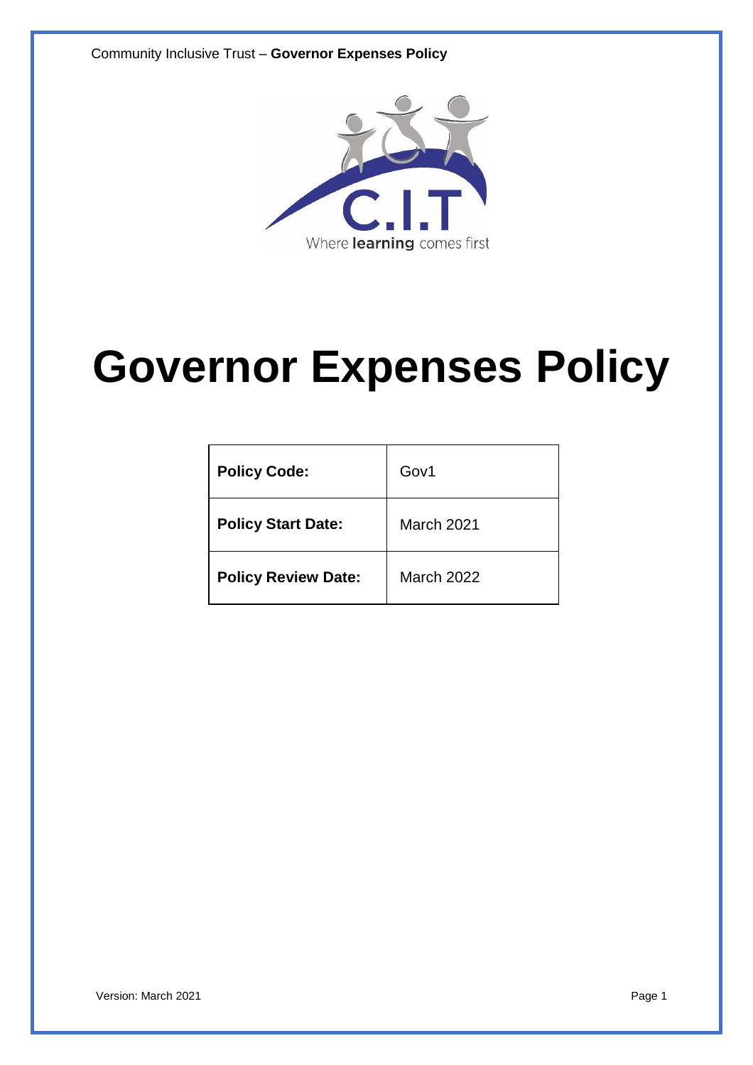# Governor Expenses Policy

| Policy Code: | Gov1 |
|---|---|
| Policy Start Date: | March 2021 |
| Policy Review Date: | March 2022 |

Version: March 2021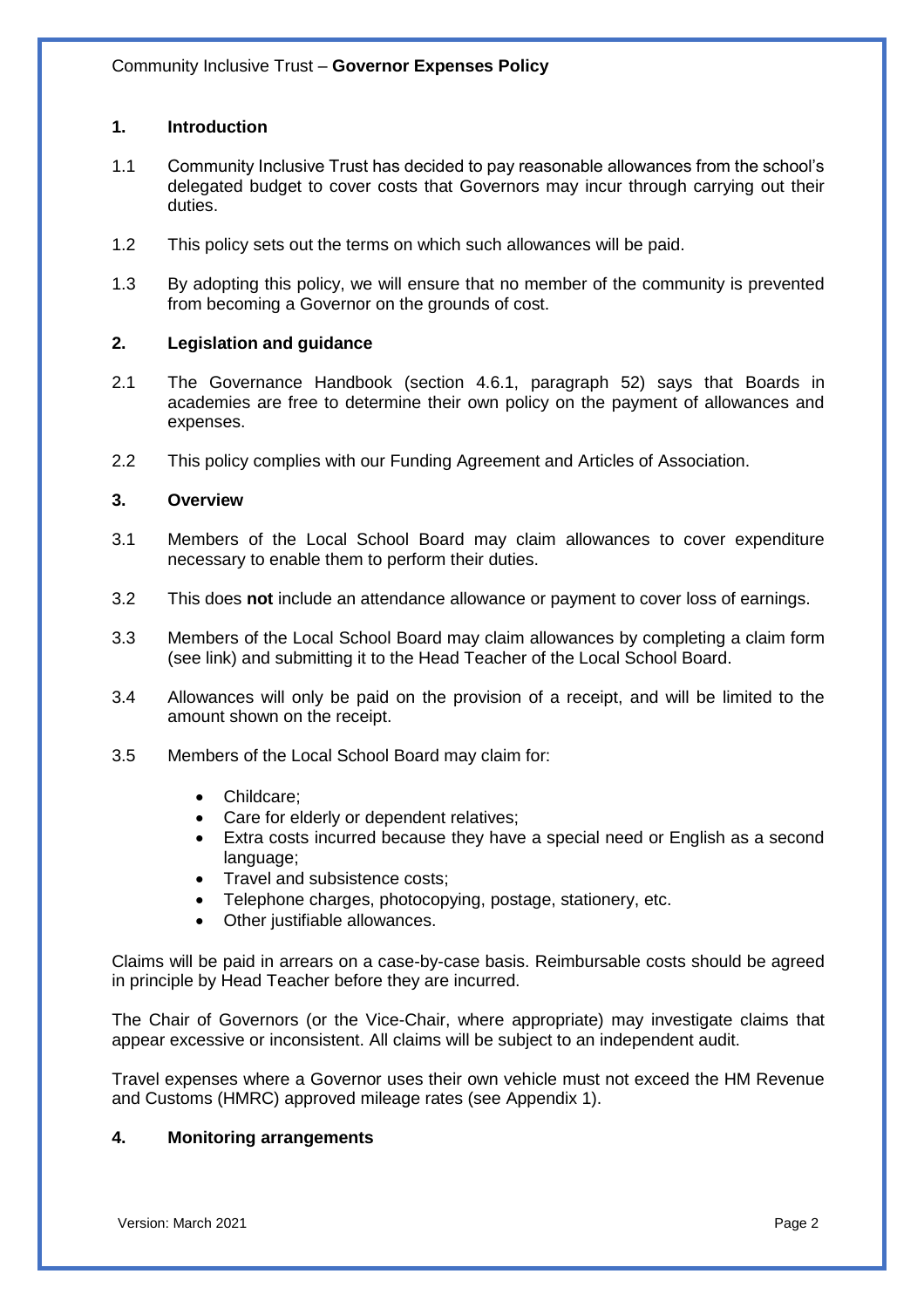## 1. Introduction

1.1 Community Inclusive Trust has decided to pay reasonable allowances from the school's delegated budget to cover costs that Governors may incur through carrying out their duties.

1.2 This policy sets out the terms on which such allowances will be paid.

1.3 By adopting this policy, we will ensure that no member of the community is prevented from becoming a Governor on the grounds of cost.

## 2. Legislation and guidance

2.1 The Governance Handbook (section 4.6.1, paragraph 52) says that Boards in academies are free to determine their own policy on the payment of allowances and expenses.

2.2 This policy complies with our Funding Agreement and Articles of Association.

## 3. Overview

3.1 Members of the Local School Board may claim allowances to cover expenditure necessary to enable them to perform their duties.

3.2 This does **not** include an attendance allowance or payment to cover loss of earnings.

3.3 Members of the Local School Board may claim allowances by completing a claim form (see link) and submitting it to the Head Teacher of the Local School Board.

3.4 Allowances will only be paid on the provision of a receipt, and will be limited to the amount shown on the receipt.

3.5 Members of the Local School Board may claim for:

- Childcare;
- Care for elderly or dependent relatives;
- Extra costs incurred because they have a special need or English as a second language;
- Travel and subsistence costs;
- Telephone charges, photocopying, postage, stationery, etc.
- Other justifiable allowances.

Claims will be paid in arrears on a case-by-case basis. Reimbursable costs should be agreed in principle by Head Teacher before they are incurred.

The Chair of Governors (or the Vice-Chair, where appropriate) may investigate claims that appear excessive or inconsistent. All claims will be subject to an independent audit.

Travel expenses where a Governor uses their own vehicle must not exceed the HM Revenue and Customs (HMRC) approved mileage rates (see Appendix 1).

## 4. Monitoring arrangements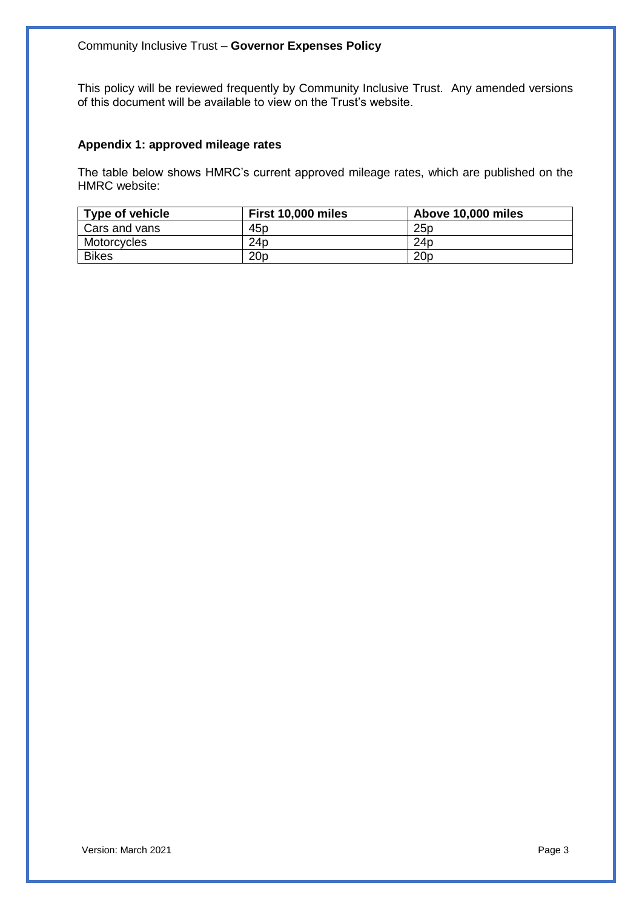This policy will be reviewed frequently by Community Inclusive Trust. Any amended versions of this document will be available to view on the Trust's website.

### Appendix 1: approved mileage rates

The table below shows HMRC's current approved mileage rates, which are published on the HMRC website:

| Type of vehicle | First 10,000 miles | Above 10,000 miles |
|---|---|---|
| Cars and vans | 45p | 25p |
| Motorcycles | 24p | 24p |
| Bikes | 20p | 20p |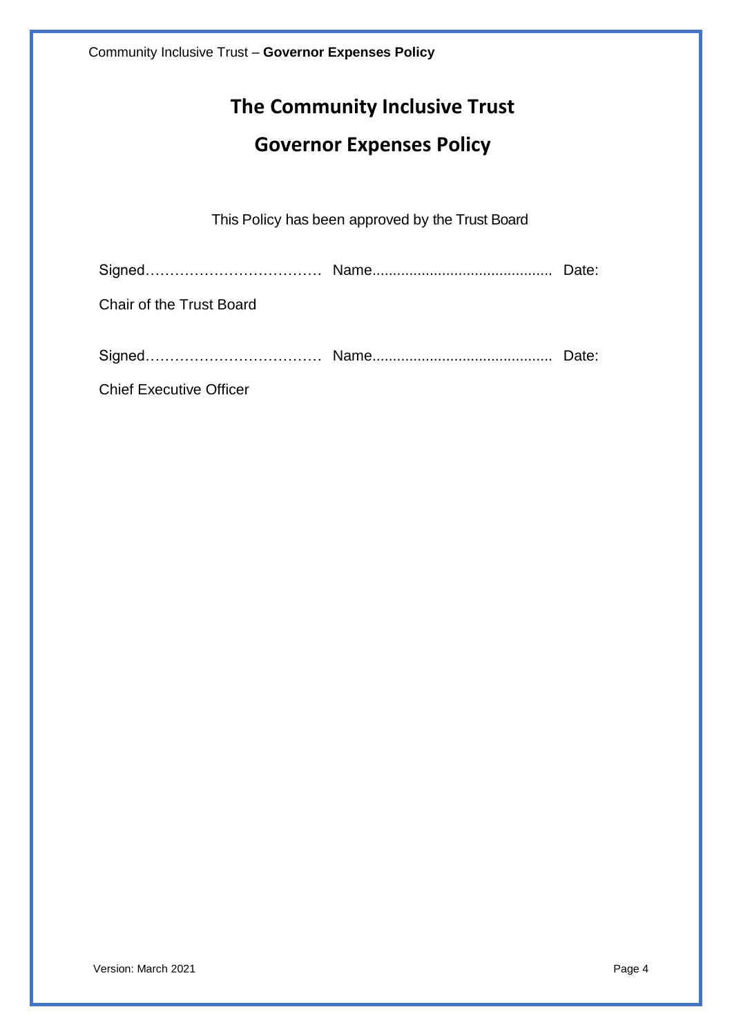# The Community Inclusive Trust

# Governor Expenses Policy

This Policy has been approved by the Trust Board

Signed……………………………… Name........................................... Date:

Chair of the Trust Board

Signed……………………………… Name........................................... Date:

Chief Executive Officer